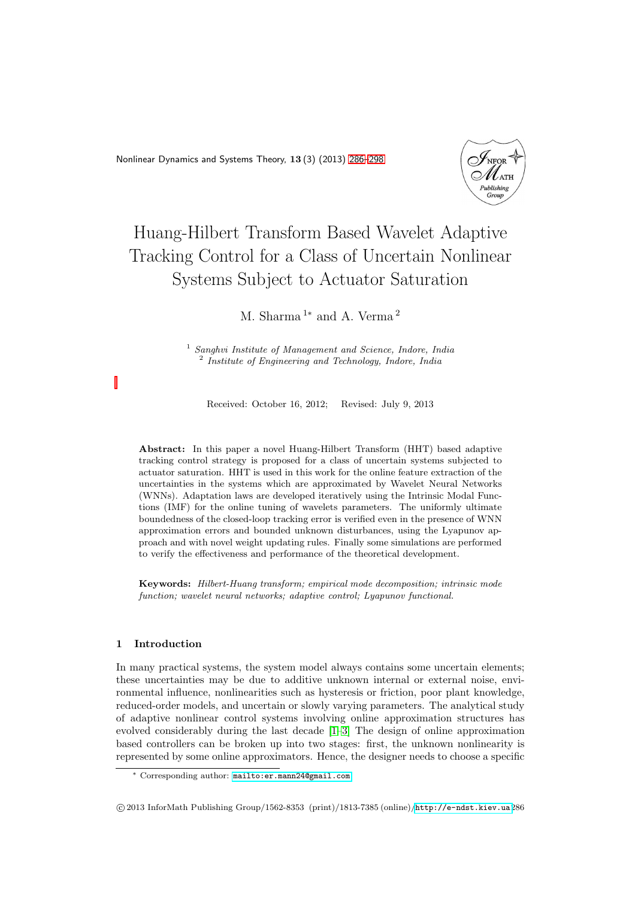# Huang-Hilbert Transform Based Wavelet Adaptive Tracking Control for a Class of Uncertain Nonlinear Systems Subject to Actuator Saturation

M. Sharma [1*] and A. Verma [2]

[1] *Sanghvi Institute of Management and Science, Indore, India*
[2] *Institute of Engineering and Technology, Indore, India*

Received: October 16, 2012; Revised: July 9, 2013

**Abstract:** In this paper a novel Huang-Hilbert Transform (HHT) based adaptive tracking control strategy is proposed for a class of uncertain systems subjected to actuator saturation. HHT is used in this work for the online feature extraction of the uncertainties in the systems which are approximated by Wavelet Neural Networks (WNNs). Adaptation laws are developed iteratively using the Intrinsic Modal Functions (IMF) for the online tuning of wavelets parameters. The uniformly ultimate boundedness of the closed-loop tracking error is verified even in the presence of WNN approximation errors and bounded unknown disturbances, using the Lyapunov approach and with novel weight updating rules. Finally some simulations are performed to verify the effectiveness and performance of the theoretical development.

**Keywords:** *Hilbert-Huang transform; empirical mode decomposition; intrinsic mode function; wavelet neural networks; adaptive control; Lyapunov functional.*

## 1 Introduction

In many practical systems, the system model always contains some uncertain elements; these uncertainties may be due to additive unknown internal or external noise, environmental influence, nonlinearities such as hysteresis or friction, poor plant knowledge, reduced-order models, and uncertain or slowly varying parameters. The analytical study of adaptive nonlinear control systems involving online approximation structures has evolved considerably during the last decade [1–3] The design of online approximation based controllers can be broken up into two stages: first, the unknown nonlinearity is represented by some online approximators. Hence, the designer needs to choose a specific

* Corresponding author: mailto:er.mann24@gmail.com

© 2013 InforMath Publishing Group/1562-8353 (print)/1813-7385 (online)/http://e-ndst.kiev.ua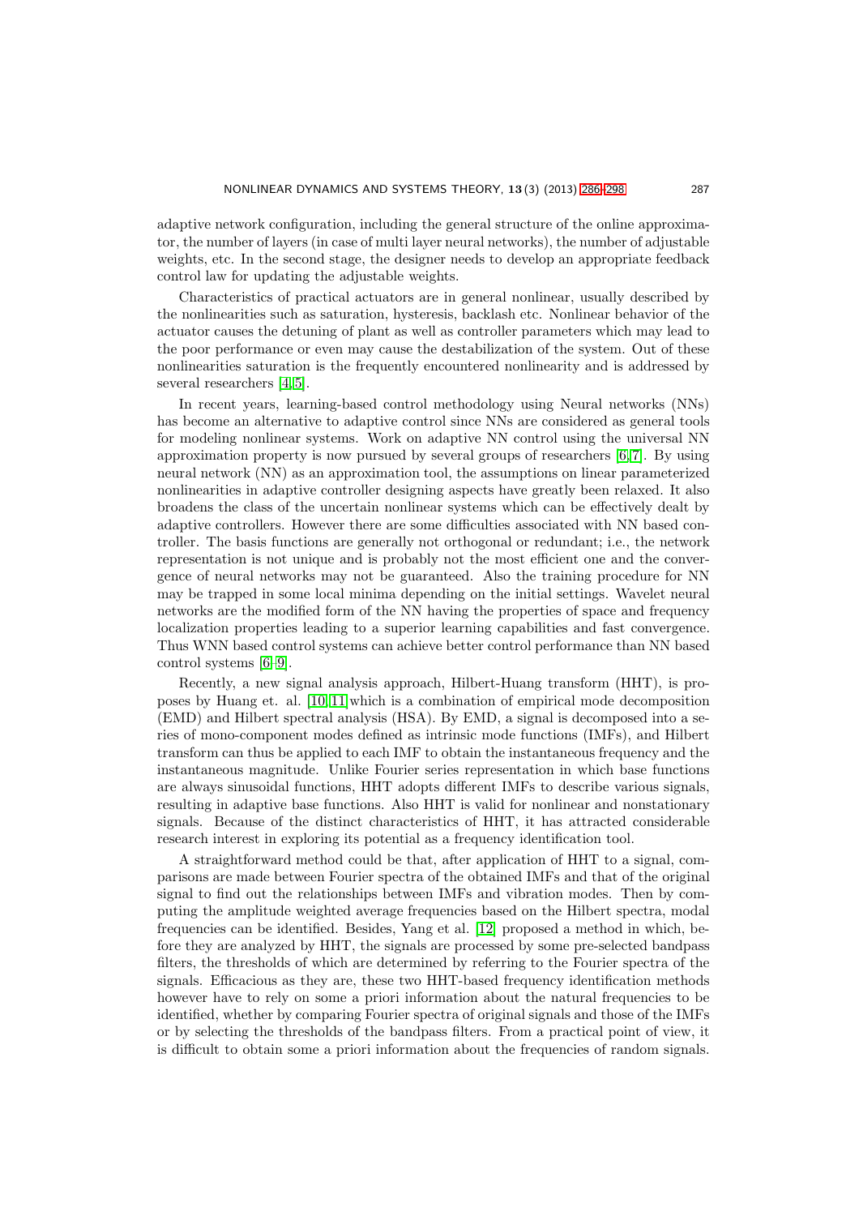adaptive network configuration, including the general structure of the online approximator, the number of layers (in case of multi layer neural networks), the number of adjustable weights, etc. In the second stage, the designer needs to develop an appropriate feedback control law for updating the adjustable weights.

Characteristics of practical actuators are in general nonlinear, usually described by the nonlinearities such as saturation, hysteresis, backlash etc. Nonlinear behavior of the actuator causes the detuning of plant as well as controller parameters which may lead to the poor performance or even may cause the destabilization of the system. Out of these nonlinearities saturation is the frequently encountered nonlinearity and is addressed by several researchers [4, 5].

In recent years, learning-based control methodology using Neural networks (NNs) has become an alternative to adaptive control since NNs are considered as general tools for modeling nonlinear systems. Work on adaptive NN control using the universal NN approximation property is now pursued by several groups of researchers [6, 7]. By using neural network (NN) as an approximation tool, the assumptions on linear parameterized nonlinearities in adaptive controller designing aspects have greatly been relaxed. It also broadens the class of the uncertain nonlinear systems which can be effectively dealt by adaptive controllers. However there are some difficulties associated with NN based controller. The basis functions are generally not orthogonal or redundant; i.e., the network representation is not unique and is probably not the most efficient one and the convergence of neural networks may not be guaranteed. Also the training procedure for NN may be trapped in some local minima depending on the initial settings. Wavelet neural networks are the modified form of the NN having the properties of space and frequency localization properties leading to a superior learning capabilities and fast convergence. Thus WNN based control systems can achieve better control performance than NN based control systems [6–9].

Recently, a new signal analysis approach, Hilbert-Huang transform (HHT), is proposes by Huang et. al. [10, 11]which is a combination of empirical mode decomposition (EMD) and Hilbert spectral analysis (HSA). By EMD, a signal is decomposed into a series of mono-component modes defined as intrinsic mode functions (IMFs), and Hilbert transform can thus be applied to each IMF to obtain the instantaneous frequency and the instantaneous magnitude. Unlike Fourier series representation in which base functions are always sinusoidal functions, HHT adopts different IMFs to describe various signals, resulting in adaptive base functions. Also HHT is valid for nonlinear and nonstationary signals. Because of the distinct characteristics of HHT, it has attracted considerable research interest in exploring its potential as a frequency identification tool.

A straightforward method could be that, after application of HHT to a signal, comparisons are made between Fourier spectra of the obtained IMFs and that of the original signal to find out the relationships between IMFs and vibration modes. Then by computing the amplitude weighted average frequencies based on the Hilbert spectra, modal frequencies can be identified. Besides, Yang et al. [12] proposed a method in which, before they are analyzed by HHT, the signals are processed by some pre-selected bandpass filters, the thresholds of which are determined by referring to the Fourier spectra of the signals. Efficacious as they are, these two HHT-based frequency identification methods however have to rely on some a priori information about the natural frequencies to be identified, whether by comparing Fourier spectra of original signals and those of the IMFs or by selecting the thresholds of the bandpass filters. From a practical point of view, it is difficult to obtain some a priori information about the frequencies of random signals.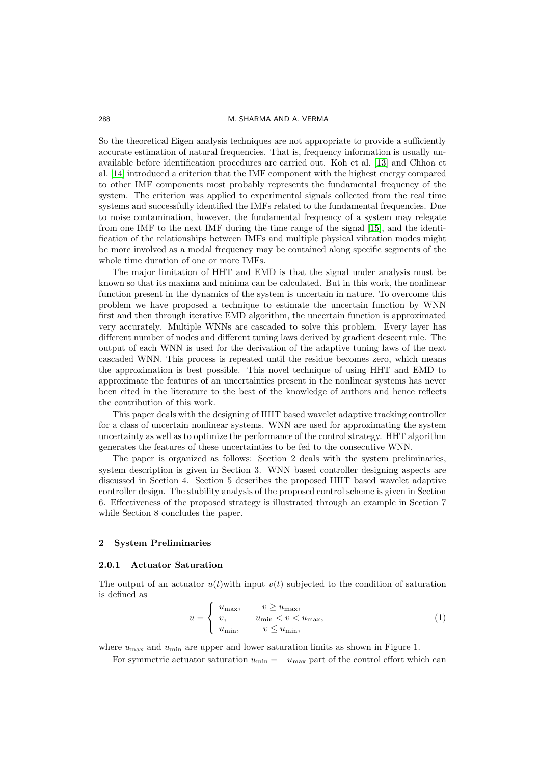So the theoretical Eigen analysis techniques are not appropriate to provide a sufficiently accurate estimation of natural frequencies. That is, frequency information is usually unavailable before identification procedures are carried out. Koh et al. [13] and Chhoa et al. [14] introduced a criterion that the IMF component with the highest energy compared to other IMF components most probably represents the fundamental frequency of the system. The criterion was applied to experimental signals collected from the real time systems and successfully identified the IMFs related to the fundamental frequencies. Due to noise contamination, however, the fundamental frequency of a system may relegate from one IMF to the next IMF during the time range of the signal [15], and the identification of the relationships between IMFs and multiple physical vibration modes might be more involved as a modal frequency may be contained along specific segments of the whole time duration of one or more IMFs.

The major limitation of HHT and EMD is that the signal under analysis must be known so that its maxima and minima can be calculated. But in this work, the nonlinear function present in the dynamics of the system is uncertain in nature. To overcome this problem we have proposed a technique to estimate the uncertain function by WNN first and then through iterative EMD algorithm, the uncertain function is approximated very accurately. Multiple WNNs are cascaded to solve this problem. Every layer has different number of nodes and different tuning laws derived by gradient descent rule. The output of each WNN is used for the derivation of the adaptive tuning laws of the next cascaded WNN. This process is repeated until the residue becomes zero, which means the approximation is best possible. This novel technique of using HHT and EMD to approximate the features of an uncertainties present in the nonlinear systems has never been cited in the literature to the best of the knowledge of authors and hence reflects the contribution of this work.

This paper deals with the designing of HHT based wavelet adaptive tracking controller for a class of uncertain nonlinear systems. WNN are used for approximating the system uncertainty as well as to optimize the performance of the control strategy. HHT algorithm generates the features of these uncertainties to be fed to the consecutive WNN.

The paper is organized as follows: Section 2 deals with the system preliminaries, system description is given in Section 3. WNN based controller designing aspects are discussed in Section 4. Section 5 describes the proposed HHT based wavelet adaptive controller design. The stability analysis of the proposed control scheme is given in Section 6. Effectiveness of the proposed strategy is illustrated through an example in Section 7 while Section 8 concludes the paper.

## 2 System Preliminaries

### 2.0.1 Actuator Saturation

The output of an actuator $u(t)$with input $v(t)$ subjected to the condition of saturation is defined as

$$u = \begin{cases} u_{\max}, & v \geq u_{\max}, \\ v, & u_{\min} < v < u_{\max}, \\ u_{\min}, & v \leq u_{\min}, \end{cases} \tag{1}$$

where $u_{\max}$ and $u_{\min}$ are upper and lower saturation limits as shown in Figure 1.

For symmetric actuator saturation $u_{\min} = -u_{\max}$ part of the control effort which can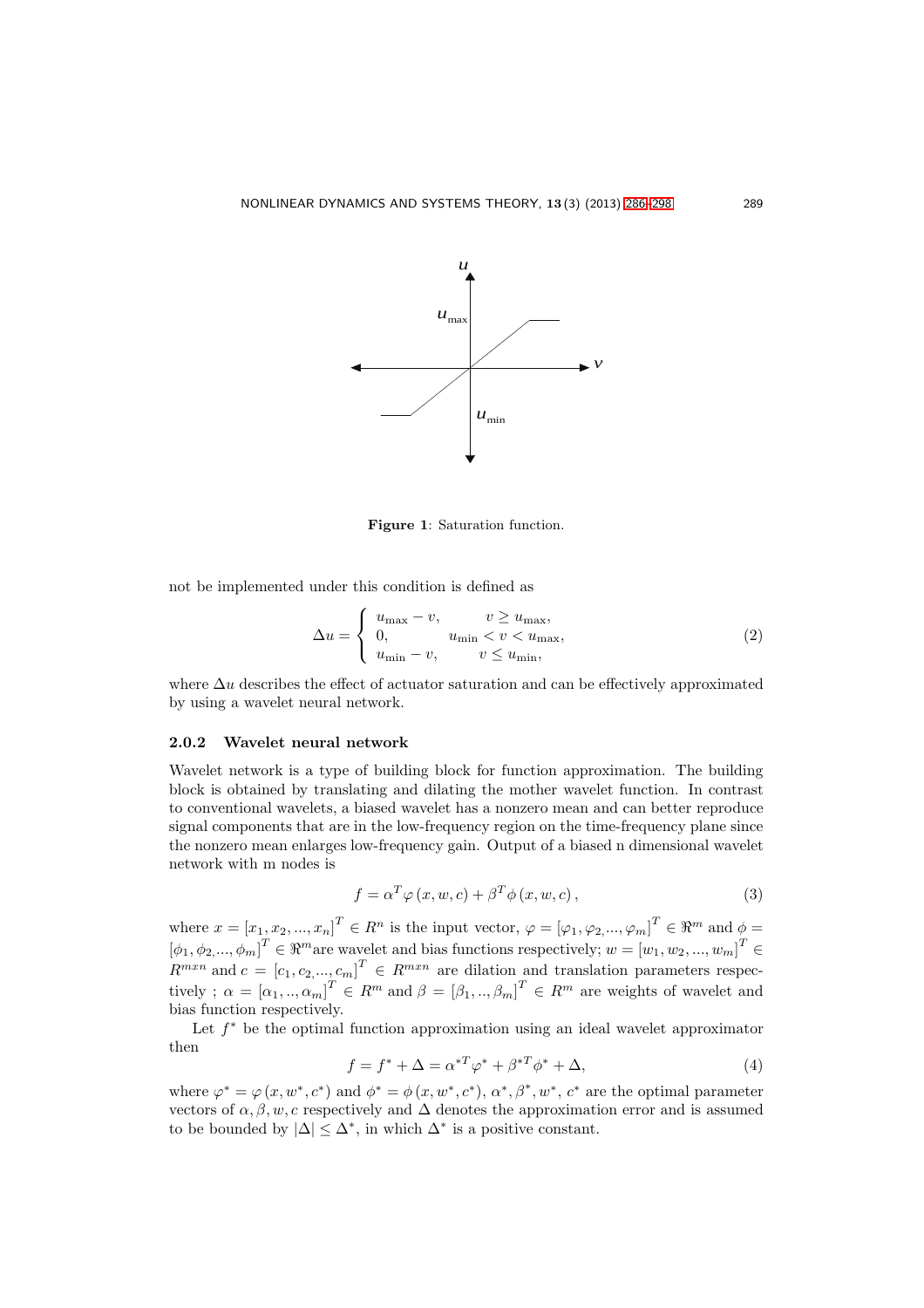Figure 1: Saturation function.

not be implemented under this condition is defined as

$$\Delta u = \begin{cases} u_{\max} - v, & v \geq u_{\max}, \\ 0, & u_{\min} < v < u_{\max}, \\ u_{\min} - v, & v \leq u_{\min}, \end{cases} \tag{2}$$

where $\Delta u$ describes the effect of actuator saturation and can be effectively approximated by using a wavelet neural network.

### 2.0.2 Wavelet neural network

Wavelet network is a type of building block for function approximation. The building block is obtained by translating and dilating the mother wavelet function. In contrast to conventional wavelets, a biased wavelet has a nonzero mean and can better reproduce signal components that are in the low-frequency region on the time-frequency plane since the nonzero mean enlarges low-frequency gain. Output of a biased n dimensional wavelet network with m nodes is

$$f = \alpha^T \varphi(x, w, c) + \beta^T \phi(x, w, c), \tag{3}$$

where $x = [x_1, x_2, ..., x_n]^T \in R^n$ is the input vector, $\varphi = [\varphi_1, \varphi_2, ..., \varphi_m]^T \in \Re^m$ and $\phi = [\phi_1, \phi_2, ..., \phi_m]^T \in \Re^m$ are wavelet and bias functions respectively; $w = [w_1, w_2, ..., w_m]^T \in R^{mxn}$ and $c = [c_1, c_2, ..., c_m]^T \in R^{mxn}$ are dilation and translation parameters respectively ; $\alpha = [\alpha_1, .., \alpha_m]^T \in R^m$ and $\beta = [\beta_1, .., \beta_m]^T \in R^m$ are weights of wavelet and bias function respectively.

Let $f^*$ be the optimal function approximation using an ideal wavelet approximator then

$$f = f^* + \Delta = \alpha^{*T} \varphi^* + \beta^{*T} \phi^* + \Delta, \tag{4}$$

where $\varphi^* = \varphi(x, w^*, c^*)$ and $\phi^* = \phi(x, w^*, c^*)$, $\alpha^*, \beta^*, w^*, c^*$ are the optimal parameter vectors of $\alpha, \beta, w, c$ respectively and $\Delta$ denotes the approximation error and is assumed to be bounded by $|\Delta| \leq \Delta^*$, in which $\Delta^*$ is a positive constant.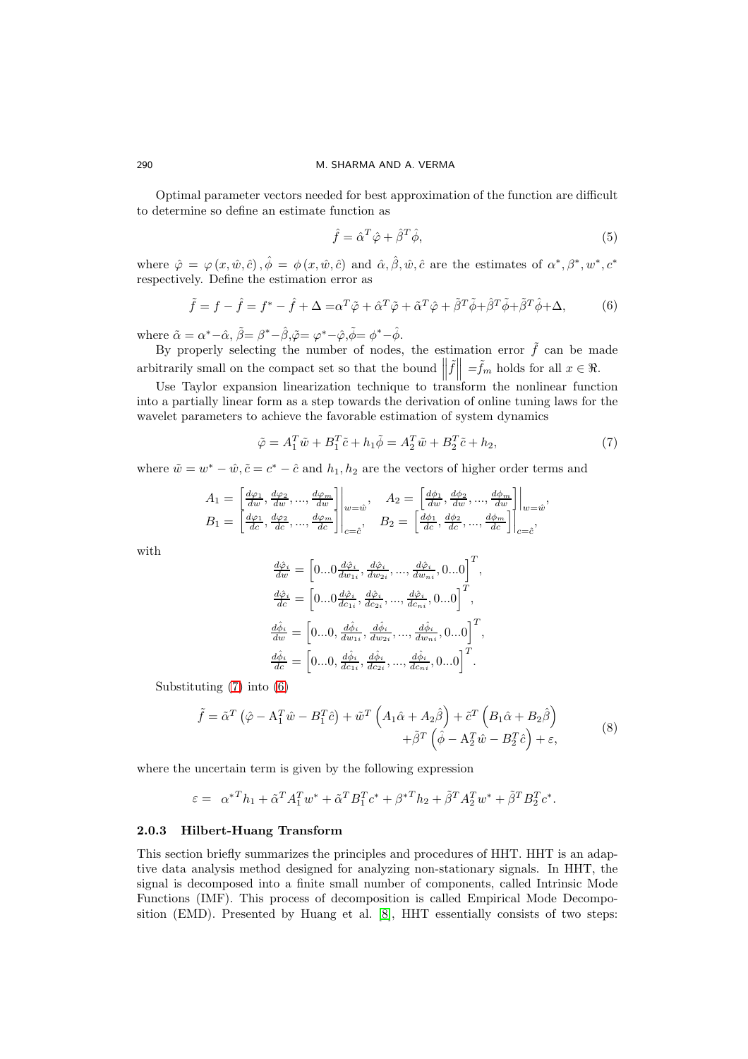Optimal parameter vectors needed for best approximation of the function are difficult to determine so define an estimate function as

$$\hat{f} = \hat{\alpha}^T \hat{\varphi} + \hat{\beta}^T \hat{\phi}, \tag{5}$$

where $\hat{\varphi} = \varphi(x, \hat{w}, \hat{c})$, $\hat{\phi} = \phi(x, \hat{w}, \hat{c})$ and $\hat{\alpha}, \hat{\beta}, \hat{w}, \hat{c}$ are the estimates of $\alpha^*, \beta^*, w^*, c^*$ respectively. Define the estimation error as

$$\tilde{f} = f - \hat{f} = f^* - \hat{f} + \Delta = \alpha^T \tilde{\varphi} + \hat{\alpha}^T \tilde{\varphi} + \tilde{\alpha}^T \hat{\varphi} + \tilde{\beta}^T \tilde{\phi} + \hat{\beta}^T \tilde{\phi} + \tilde{\beta}^T \hat{\phi} + \Delta, \tag{6}$$

where $\tilde{\alpha} = \alpha^* - \hat{\alpha}$, $\tilde{\beta} = \beta^* - \hat{\beta}$, $\tilde{\varphi} = \varphi^* - \hat{\varphi}$, $\tilde{\phi} = \phi^* - \hat{\phi}$.

By properly selecting the number of nodes, the estimation error $\tilde{f}$ can be made arbitrarily small on the compact set so that the bound $\left\|\tilde{f}\right\| = \tilde{f}_m$ holds for all $x \in \Re$.

Use Taylor expansion linearization technique to transform the nonlinear function into a partially linear form as a step towards the derivation of online tuning laws for the wavelet parameters to achieve the favorable estimation of system dynamics

$$\tilde{\varphi} = A_1^T \tilde{w} + B_1^T \tilde{c} + h_1 \tilde{\phi} = A_2^T \tilde{w} + B_2^T \tilde{c} + h_2, \tag{7}$$

where $\tilde{w} = w^* - \hat{w}$, $\tilde{c} = c^* - \hat{c}$ and $h_1, h_2$ are the vectors of higher order terms and

$$A_1 = \left[\frac{d\varphi_1}{dw}, \frac{d\varphi_2}{dw}, ..., \frac{d\varphi_m}{dw}\right]\bigg|_{w=\hat{w}}, \quad A_2 = \left[\frac{d\phi_1}{dw}, \frac{d\phi_2}{dw}, ..., \frac{d\phi_m}{dw}\right]\bigg|_{w=\hat{w}},$$
$$B_1 = \left[\frac{d\varphi_1}{dc}, \frac{d\varphi_2}{dc}, ..., \frac{d\varphi_m}{dc}\right]\bigg|_{c=\hat{c}}, \quad B_2 = \left[\frac{d\phi_1}{dc}, \frac{d\phi_2}{dc}, ..., \frac{d\phi_m}{dc}\right]\bigg|_{c=\hat{c}},$$

with

$$\frac{d\hat{\varphi}_i}{dw} = \left[0...0 \frac{d\hat{\varphi}_i}{dw_{1i}}, \frac{d\hat{\varphi}_i}{dw_{2i}}, ..., \frac{d\hat{\varphi}_i}{dw_{ni}}, 0...0\right]^T,$$
$$\frac{d\hat{\varphi}_i}{dc} = \left[0...0 \frac{d\hat{\varphi}_i}{dc_{1i}}, \frac{d\hat{\varphi}_i}{dc_{2i}}, ..., \frac{d\hat{\varphi}_i}{dc_{ni}}, 0...0\right]^T,$$
$$\frac{d\hat{\phi}_i}{dw} = \left[0...0, \frac{d\hat{\phi}_i}{dw_{1i}}, \frac{d\hat{\phi}_i}{dw_{2i}}, ..., \frac{d\hat{\phi}_i}{dw_{ni}}, 0...0\right]^T,$$
$$\frac{d\hat{\phi}_i}{dc} = \left[0...0, \frac{d\hat{\phi}_i}{dc_{1i}}, \frac{d\hat{\phi}_i}{dc_{2i}}, ..., \frac{d\hat{\phi}_i}{dc_{ni}}, 0...0\right]^T.$$

Substituting (7) into (6)

$$\begin{aligned}\tilde{f} = \tilde{\alpha}^T \left(\hat{\varphi} - A_1^T \hat{w} - B_1^T \hat{c}\right) + \tilde{w}^T \left(A_1 \hat{\alpha} + A_2 \hat{\beta}\right) + \tilde{c}^T \left(B_1 \hat{\alpha} + B_2 \hat{\beta}\right) \\ + \tilde{\beta}^T \left(\hat{\phi} - A_2^T \hat{w} - B_2^T \hat{c}\right) + \varepsilon,\end{aligned} \tag{8}$$

where the uncertain term is given by the following expression

$$\varepsilon = \alpha^{*T} h_1 + \tilde{\alpha}^T A_1^T w^* + \tilde{\alpha}^T B_1^T c^* + \beta^{*T} h_2 + \tilde{\beta}^T A_2^T w^* + \tilde{\beta}^T B_2^T c^*.$$

### 2.0.3 Hilbert-Huang Transform

This section briefly summarizes the principles and procedures of HHT. HHT is an adaptive data analysis method designed for analyzing non-stationary signals. In HHT, the signal is decomposed into a finite small number of components, called Intrinsic Mode Functions (IMF). This process of decomposition is called Empirical Mode Decomposition (EMD). Presented by Huang et al. [8], HHT essentially consists of two steps: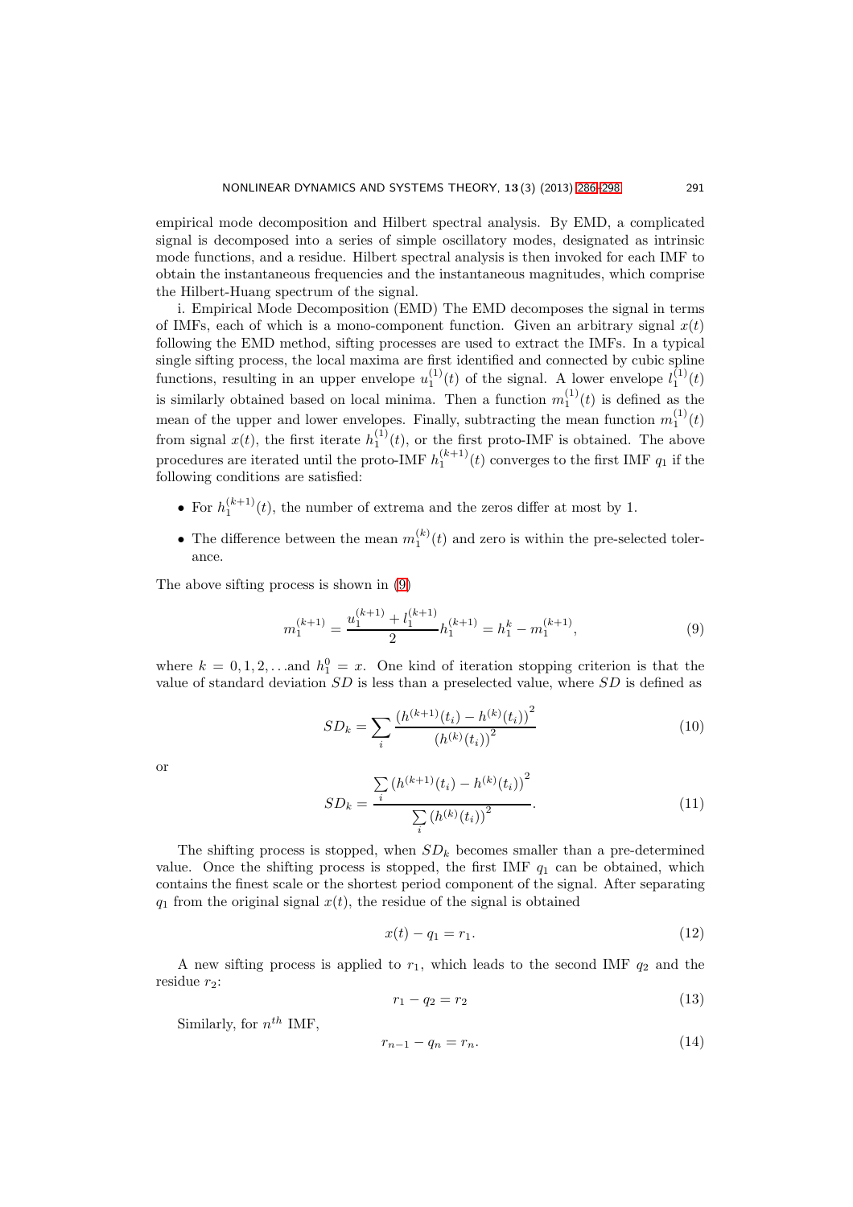empirical mode decomposition and Hilbert spectral analysis. By EMD, a complicated signal is decomposed into a series of simple oscillatory modes, designated as intrinsic mode functions, and a residue. Hilbert spectral analysis is then invoked for each IMF to obtain the instantaneous frequencies and the instantaneous magnitudes, which comprise the Hilbert-Huang spectrum of the signal.

i. Empirical Mode Decomposition (EMD) The EMD decomposes the signal in terms of IMFs, each of which is a mono-component function. Given an arbitrary signal $x(t)$ following the EMD method, sifting processes are used to extract the IMFs. In a typical single sifting process, the local maxima are first identified and connected by cubic spline functions, resulting in an upper envelope $u_1^{(1)}(t)$ of the signal. A lower envelope $l_1^{(1)}(t)$ is similarly obtained based on local minima. Then a function $m_1^{(1)}(t)$ is defined as the mean of the upper and lower envelopes. Finally, subtracting the mean function $m_1^{(1)}(t)$ from signal $x(t)$, the first iterate $h_1^{(1)}(t)$, or the first proto-IMF is obtained. The above procedures are iterated until the proto-IMF $h_1^{(k+1)}(t)$ converges to the first IMF $q_1$ if the following conditions are satisfied:

- For $h_1^{(k+1)}(t)$, the number of extrema and the zeros differ at most by 1.
- The difference between the mean $m_1^{(k)}(t)$ and zero is within the pre-selected tolerance.

The above sifting process is shown in (9)

$$m_1^{(k+1)} = \frac{u_1^{(k+1)} + l_1^{(k+1)}}{2} h_1^{(k+1)} = h_1^k - m_1^{(k+1)}, \tag{9}$$

where $k = 0, 1, 2, \ldots$and $h_1^0 = x$. One kind of iteration stopping criterion is that the value of standard deviation $SD$ is less than a preselected value, where $SD$ is defined as

$$SD_k = \sum_i \frac{\left(h^{(k+1)}(t_i) - h^{(k)}(t_i)\right)^2}{\left(h^{(k)}(t_i)\right)^2} \tag{10}$$

or

$$SD_k = \frac{\sum_i \left(h^{(k+1)}(t_i) - h^{(k)}(t_i)\right)^2}{\sum_i \left(h^{(k)}(t_i)\right)^2}. \tag{11}$$

The shifting process is stopped, when $SD_k$ becomes smaller than a pre-determined value. Once the shifting process is stopped, the first IMF $q_1$ can be obtained, which contains the finest scale or the shortest period component of the signal. After separating $q_1$ from the original signal $x(t)$, the residue of the signal is obtained

$$x(t) - q_1 = r_1. \tag{12}$$

A new sifting process is applied to $r_1$, which leads to the second IMF $q_2$ and the residue $r_2$:

$$r_1 - q_2 = r_2 \tag{13}$$

Similarly, for $n^{th}$ IMF,

$$r_{n-1} - q_n = r_n. \tag{14}$$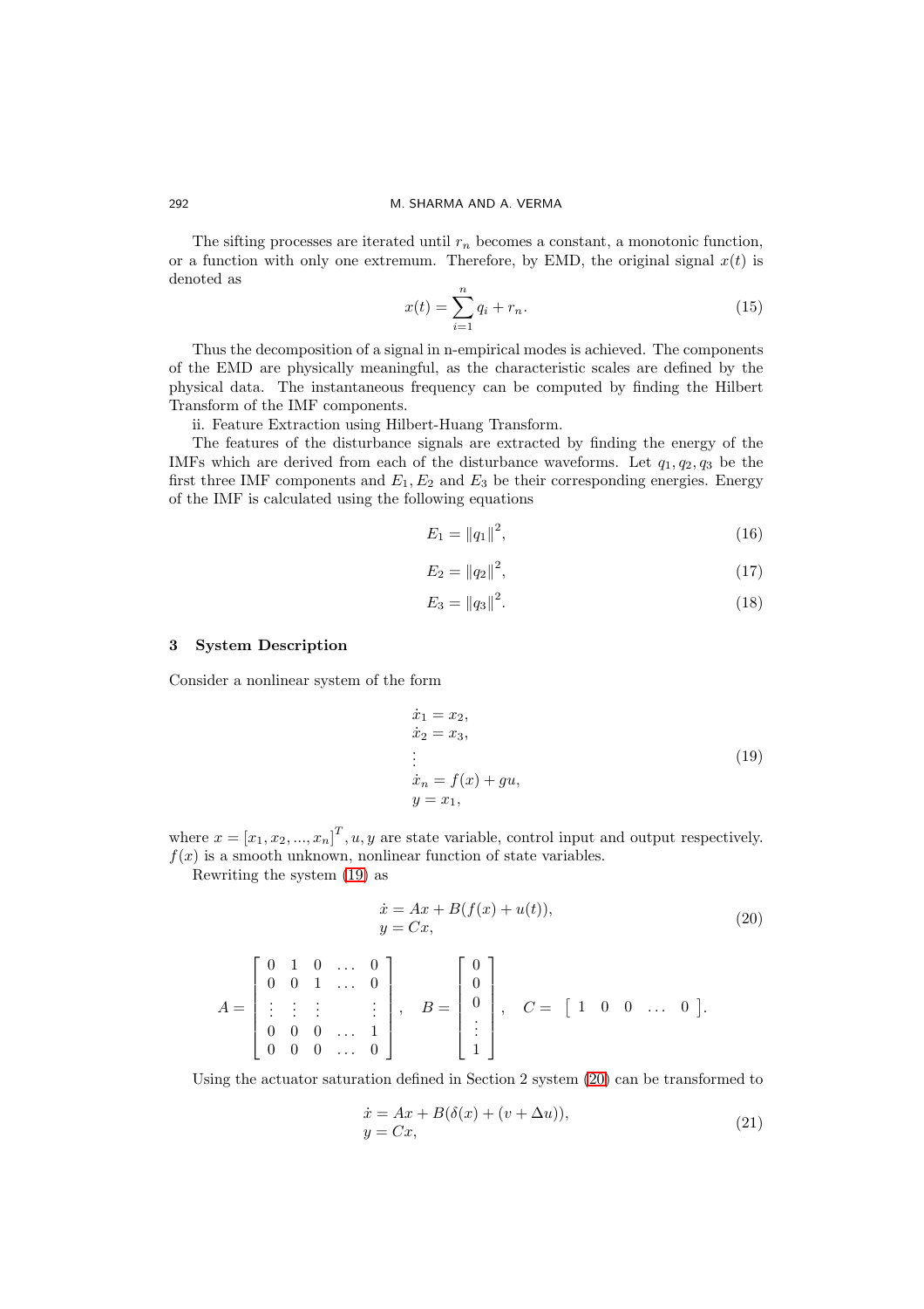The sifting processes are iterated until $r_n$ becomes a constant, a monotonic function, or a function with only one extremum. Therefore, by EMD, the original signal $x(t)$ is denoted as

$$x(t) = \sum_{i=1}^{n} q_i + r_n. \tag{15}$$

Thus the decomposition of a signal in n-empirical modes is achieved. The components of the EMD are physically meaningful, as the characteristic scales are defined by the physical data. The instantaneous frequency can be computed by finding the Hilbert Transform of the IMF components.

ii. Feature Extraction using Hilbert-Huang Transform.

The features of the disturbance signals are extracted by finding the energy of the IMFs which are derived from each of the disturbance waveforms. Let $q_1, q_2, q_3$ be the first three IMF components and $E_1, E_2$ and $E_3$ be their corresponding energies. Energy of the IMF is calculated using the following equations

$$E_1 = \|q_1\|^2, \tag{16}$$

$$E_2 = \|q_2\|^2, \tag{17}$$

$$E_3 = \|q_3\|^2. \tag{18}$$

## 3 System Description

Consider a nonlinear system of the form

$$\begin{aligned}
\dot{x}_1 &= x_2, \\
\dot{x}_2 &= x_3, \\
&\vdots \\
\dot{x}_n &= f(x) + gu, \\
y &= x_1,
\end{aligned} \tag{19}$$

where $x = [x_1, x_2, ..., x_n]^T, u, y$ are state variable, control input and output respectively. $f(x)$ is a smooth unknown, nonlinear function of state variables.

Rewriting the system (19) as

$$\begin{aligned}
\dot{x} &= Ax + B(f(x) + u(t)), \\
y &= Cx,
\end{aligned} \tag{20}$$

$$A = \begin{bmatrix} 0 & 1 & 0 & \dots & 0 \\ 0 & 0 & 1 & \dots & 0 \\ \vdots & \vdots & \vdots & & \vdots \\ 0 & 0 & 0 & \dots & 1 \\ 0 & 0 & 0 & \dots & 0 \end{bmatrix}, \quad B = \begin{bmatrix} 0 \\ 0 \\ 0 \\ \vdots \\ 1 \end{bmatrix}, \quad C = \begin{bmatrix} 1 & 0 & 0 & \dots & 0 \end{bmatrix}.$$

Using the actuator saturation defined in Section 2 system (20) can be transformed to

$$\begin{aligned}
\dot{x} &= Ax + B(\delta(x) + (v + \Delta u)), \\
y &= Cx,
\end{aligned} \tag{21}$$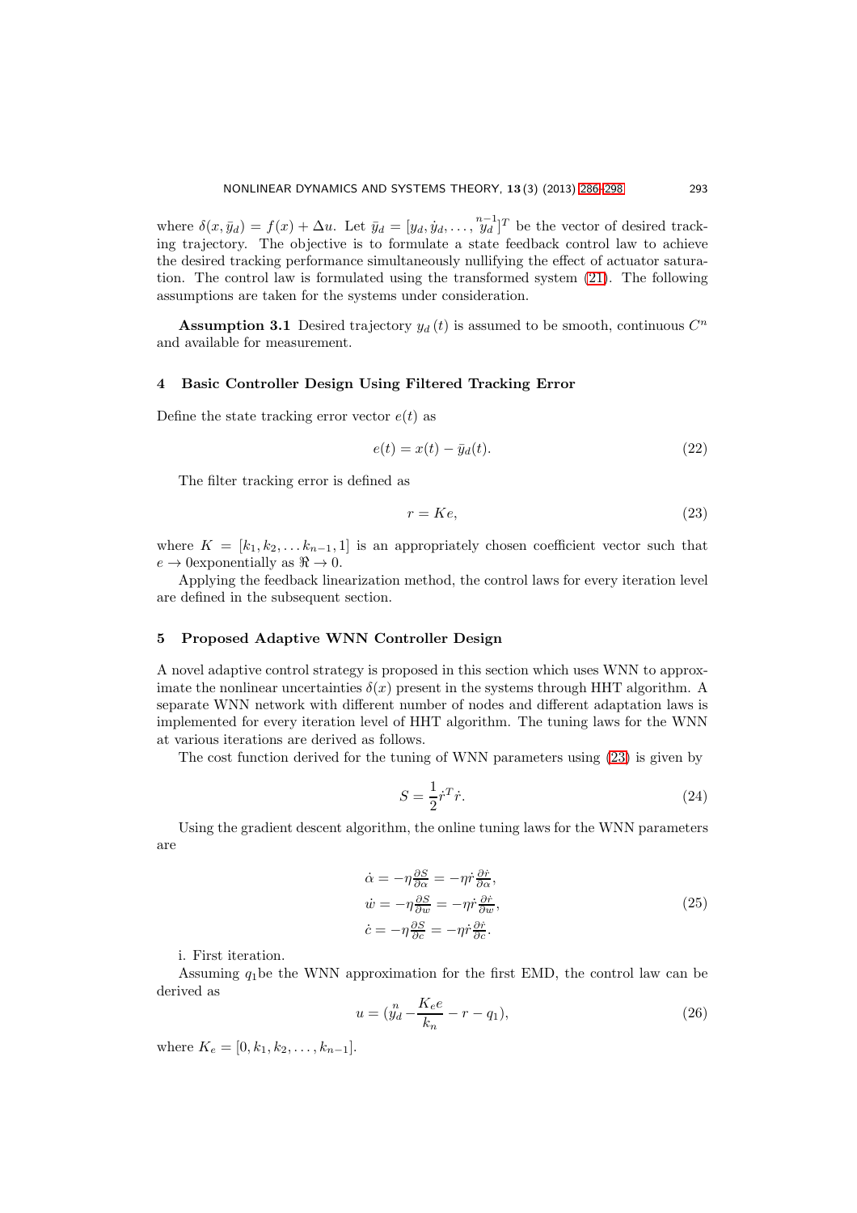where $\delta(x, \bar{y}_d) = f(x) + \Delta u$. Let $\bar{y}_d = [y_d, \dot{y}_d, \ldots, \overset{n-1}{y_d}]^T$ be the vector of desired tracking trajectory. The objective is to formulate a state feedback control law to achieve the desired tracking performance simultaneously nullifying the effect of actuator saturation. The control law is formulated using the transformed system (21). The following assumptions are taken for the systems under consideration.

**Assumption 3.1** Desired trajectory $y_d(t)$ is assumed to be smooth, continuous $C^n$ and available for measurement.

## 4 Basic Controller Design Using Filtered Tracking Error

Define the state tracking error vector $e(t)$ as

$$e(t) = x(t) - \bar{y}_d(t). \tag{22}$$

The filter tracking error is defined as

$$r = Ke, \tag{23}$$

where $K = [k_1, k_2, \ldots k_{n-1}, 1]$ is an appropriately chosen coefficient vector such that $e \to 0$exponentially as $\Re \to 0$.

Applying the feedback linearization method, the control laws for every iteration level are defined in the subsequent section.

## 5 Proposed Adaptive WNN Controller Design

A novel adaptive control strategy is proposed in this section which uses WNN to approximate the nonlinear uncertainties $\delta(x)$ present in the systems through HHT algorithm. A separate WNN network with different number of nodes and different adaptation laws is implemented for every iteration level of HHT algorithm. The tuning laws for the WNN at various iterations are derived as follows.

The cost function derived for the tuning of WNN parameters using (23) is given by

$$S = \frac{1}{2}\dot{r}^T\dot{r}. \tag{24}$$

Using the gradient descent algorithm, the online tuning laws for the WNN parameters are

$$\begin{aligned} \dot{\alpha} &= -\eta\tfrac{\partial S}{\partial \alpha} = -\eta\dot{r}\tfrac{\partial \dot{r}}{\partial \alpha}, \\ \dot{w} &= -\eta\tfrac{\partial S}{\partial w} = -\eta\dot{r}\tfrac{\partial \dot{r}}{\partial w}, \\ \dot{c} &= -\eta\tfrac{\partial S}{\partial c} = -\eta\dot{r}\tfrac{\partial \dot{r}}{\partial c}. \end{aligned} \tag{25}$$

i. First iteration.

Assuming $q_1$be the WNN approximation for the first EMD, the control law can be derived as

$$u = (\overset{n}{y_d} - \frac{K_e e}{k_n} - r - q_1), \tag{26}$$

where $K_e = [0, k_1, k_2, \ldots, k_{n-1}]$.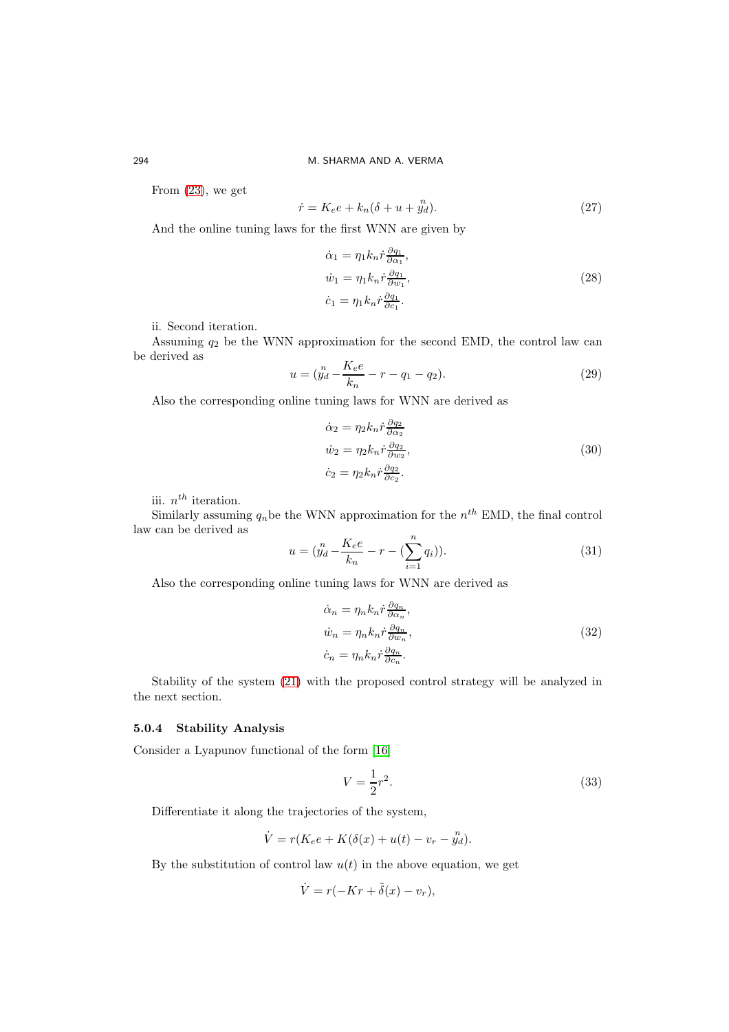From (23), we get

$$\dot{r} = K_e e + k_n(\delta + u + \overset{n}{y_d}). \tag{27}$$

And the online tuning laws for the first WNN are given by

$$\begin{aligned}
\dot{\alpha}_1 &= \eta_1 k_n \dot{r} \tfrac{\partial q_1}{\partial \alpha_1}, \\
\dot{w}_1 &= \eta_1 k_n \dot{r} \tfrac{\partial q_1}{\partial w_1}, \\
\dot{c}_1 &= \eta_1 k_n \dot{r} \tfrac{\partial q_1}{\partial c_1}.
\end{aligned} \tag{28}$$

ii. Second iteration.

Assuming $q_2$ be the WNN approximation for the second EMD, the control law can be derived as

$$u = (\overset{n}{y_d} - \frac{K_e e}{k_n} - r - q_1 - q_2). \tag{29}$$

Also the corresponding online tuning laws for WNN are derived as

$$\begin{aligned}
\dot{\alpha}_2 &= \eta_2 k_n \dot{r} \tfrac{\partial q_2}{\partial \alpha_2} \\
\dot{w}_2 &= \eta_2 k_n \dot{r} \tfrac{\partial q_2}{\partial w_2}, \\
\dot{c}_2 &= \eta_2 k_n \dot{r} \tfrac{\partial q_2}{\partial c_2}.
\end{aligned} \tag{30}$$

iii. $n^{th}$ iteration.

Similarly assuming $q_n$ be the WNN approximation for the $n^{th}$ EMD, the final control law can be derived as

$$u = (\overset{n}{y_d} - \frac{K_e e}{k_n} - r - (\sum_{i=1}^{n} q_i)). \tag{31}$$

Also the corresponding online tuning laws for WNN are derived as

$$\begin{aligned}
\dot{\alpha}_n &= \eta_n k_n \dot{r} \tfrac{\partial q_n}{\partial \alpha_n}, \\
\dot{w}_n &= \eta_n k_n \dot{r} \tfrac{\partial q_n}{\partial w_n}, \\
\dot{c}_n &= \eta_n k_n \dot{r} \tfrac{\partial q_n}{\partial c_n}.
\end{aligned} \tag{32}$$

Stability of the system (21) with the proposed control strategy will be analyzed in the next section.

#### 5.0.4 Stability Analysis

Consider a Lyapunov functional of the form [16]

$$V = \frac{1}{2} r^2. \tag{33}$$

Differentiate it along the trajectories of the system,

$$\dot{V} = r(K_e e + K(\delta(x) + u(t) - v_r - \overset{n}{y_d}).$$

By the substitution of control law $u(t)$ in the above equation, we get

$$\dot{V} = r(-Kr + \tilde{\delta}(x) - v_r),$$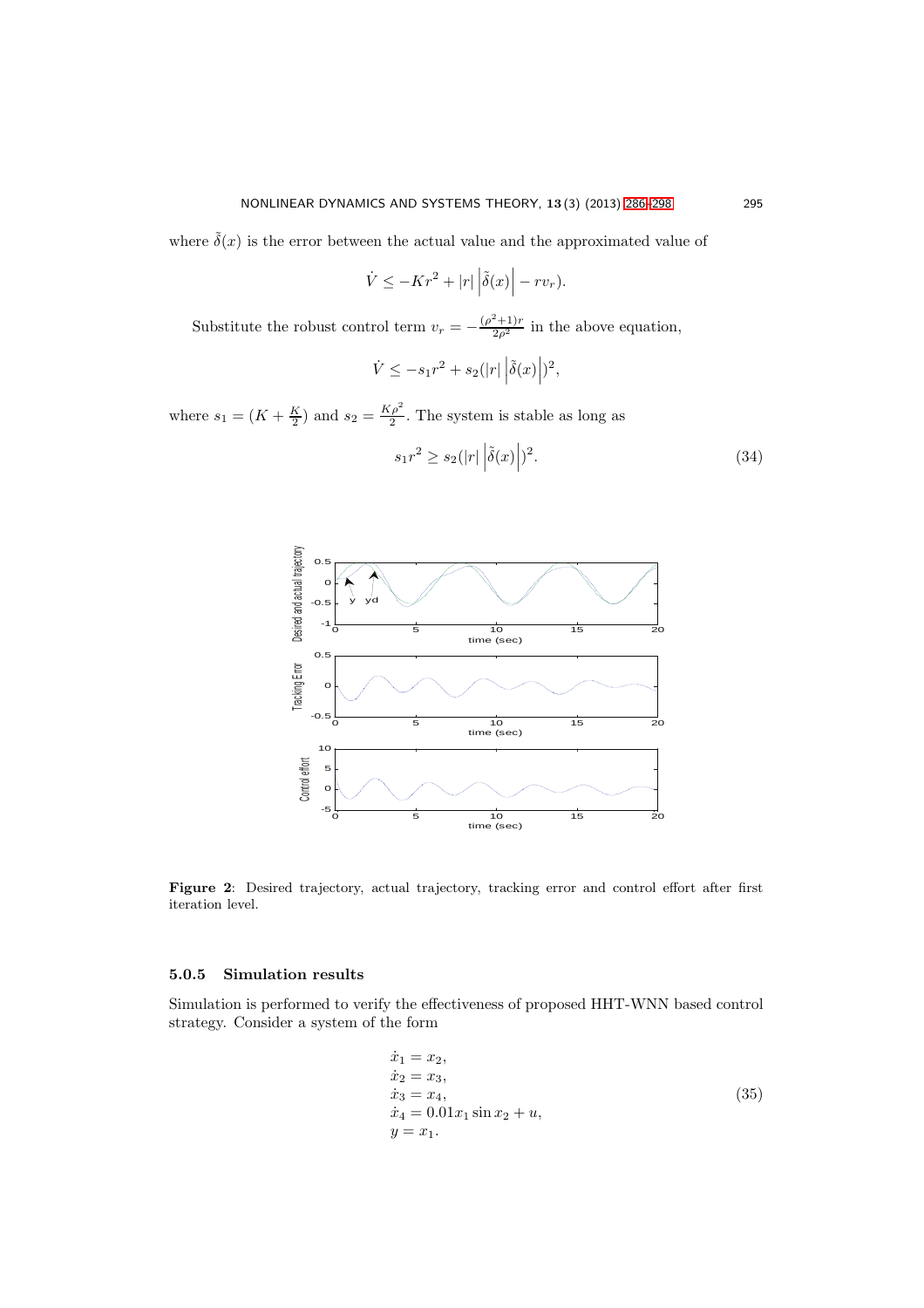where $\tilde{\delta}(x)$ is the error between the actual value and the approximated value of

$$\dot{V} \leq -Kr^2 + |r| \left|\tilde{\delta}(x)\right| - rv_r).$$

Substitute the robust control term $v_r = -\frac{(\rho^2+1)r}{2\rho^2}$ in the above equation,

$$\dot{V} \leq -s_1 r^2 + s_2(|r| \left|\tilde{\delta}(x)\right|)^2,$$

where $s_1 = (K + \frac{K}{2})$ and $s_2 = \frac{K\rho^2}{2}$. The system is stable as long as

$$s_1 r^2 \geq s_2(|r| \left|\tilde{\delta}(x)\right|)^2. \tag{34}$$

**Figure 2**: Desired trajectory, actual trajectory, tracking error and control effort after first iteration level.

### 5.0.5 Simulation results

Simulation is performed to verify the effectiveness of proposed HHT-WNN based control strategy. Consider a system of the form

$$\begin{aligned}
\dot{x}_1 &= x_2, \\
\dot{x}_2 &= x_3, \\
\dot{x}_3 &= x_4, \\
\dot{x}_4 &= 0.01 x_1 \sin x_2 + u, \\
y &= x_1.
\end{aligned} \tag{35}$$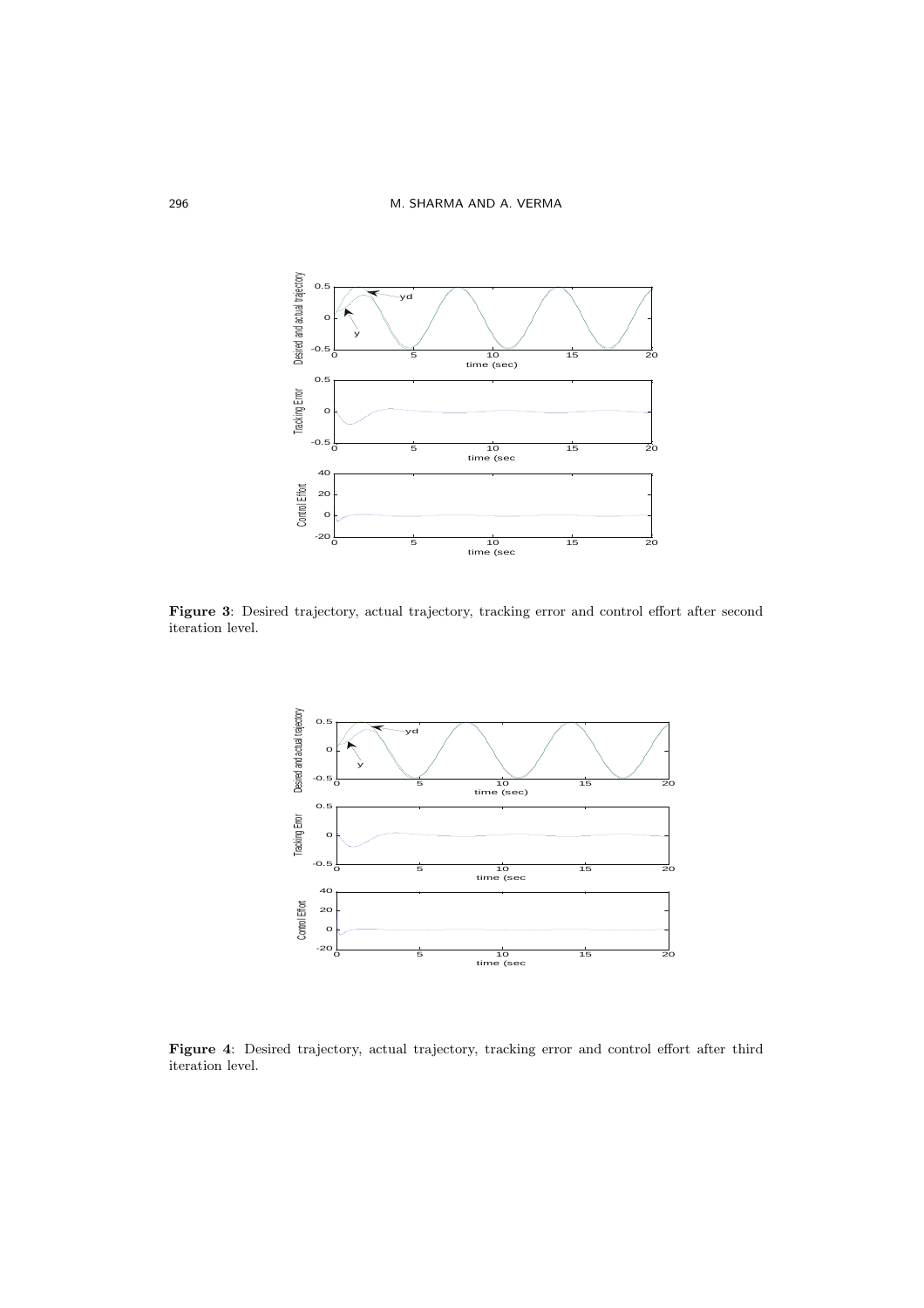**Figure 3**: Desired trajectory, actual trajectory, tracking error and control effort after second iteration level.

**Figure 4**: Desired trajectory, actual trajectory, tracking error and control effort after third iteration level.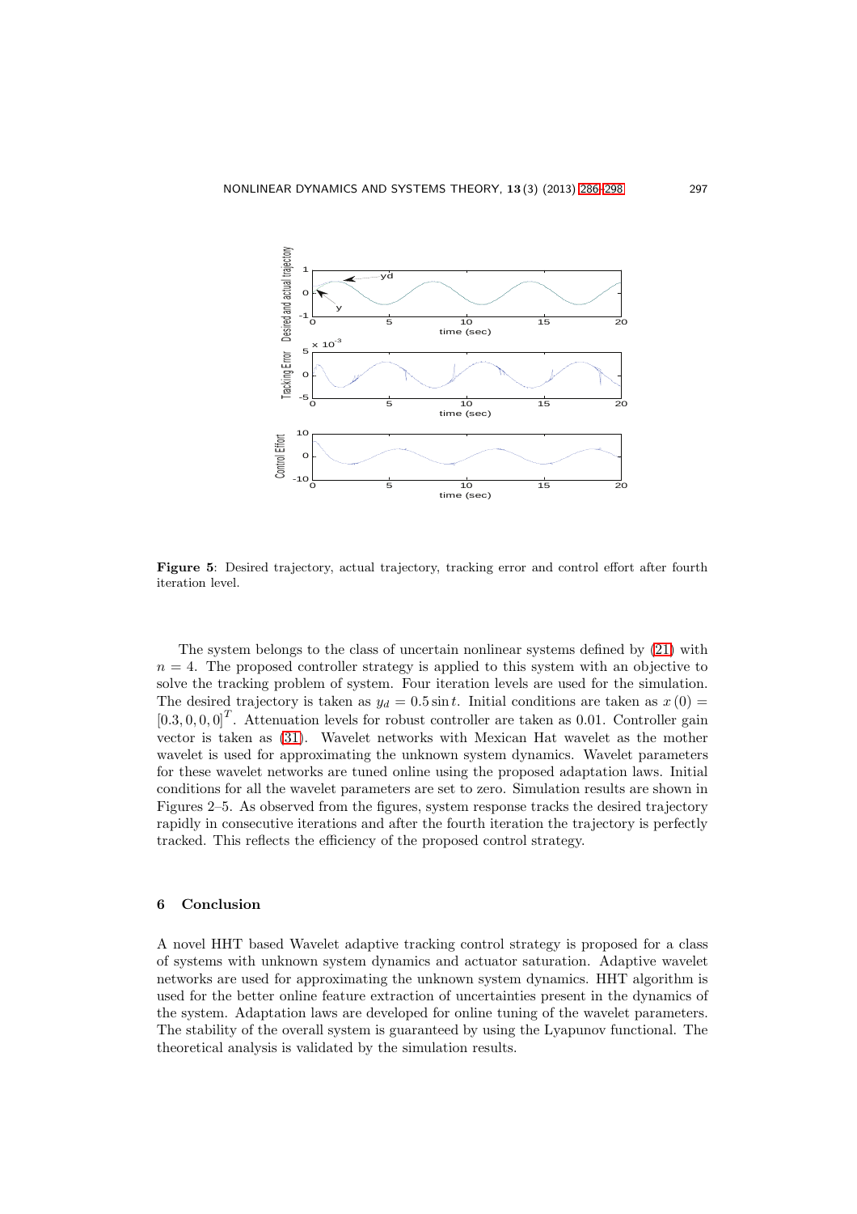**Figure 5**: Desired trajectory, actual trajectory, tracking error and control effort after fourth iteration level.

The system belongs to the class of uncertain nonlinear systems defined by (21) with $n = 4$. The proposed controller strategy is applied to this system with an objective to solve the tracking problem of system. Four iteration levels are used for the simulation. The desired trajectory is taken as $y_d = 0.5 \sin t$. Initial conditions are taken as $x(0) = [0.3, 0, 0, 0]^T$. Attenuation levels for robust controller are taken as 0.01. Controller gain vector is taken as (31). Wavelet networks with Mexican Hat wavelet as the mother wavelet is used for approximating the unknown system dynamics. Wavelet parameters for these wavelet networks are tuned online using the proposed adaptation laws. Initial conditions for all the wavelet parameters are set to zero. Simulation results are shown in Figures 2–5. As observed from the figures, system response tracks the desired trajectory rapidly in consecutive iterations and after the fourth iteration the trajectory is perfectly tracked. This reflects the efficiency of the proposed control strategy.

## 6 Conclusion

A novel HHT based Wavelet adaptive tracking control strategy is proposed for a class of systems with unknown system dynamics and actuator saturation. Adaptive wavelet networks are used for approximating the unknown system dynamics. HHT algorithm is used for the better online feature extraction of uncertainties present in the dynamics of the system. Adaptation laws are developed for online tuning of the wavelet parameters. The stability of the overall system is guaranteed by using the Lyapunov functional. The theoretical analysis is validated by the simulation results.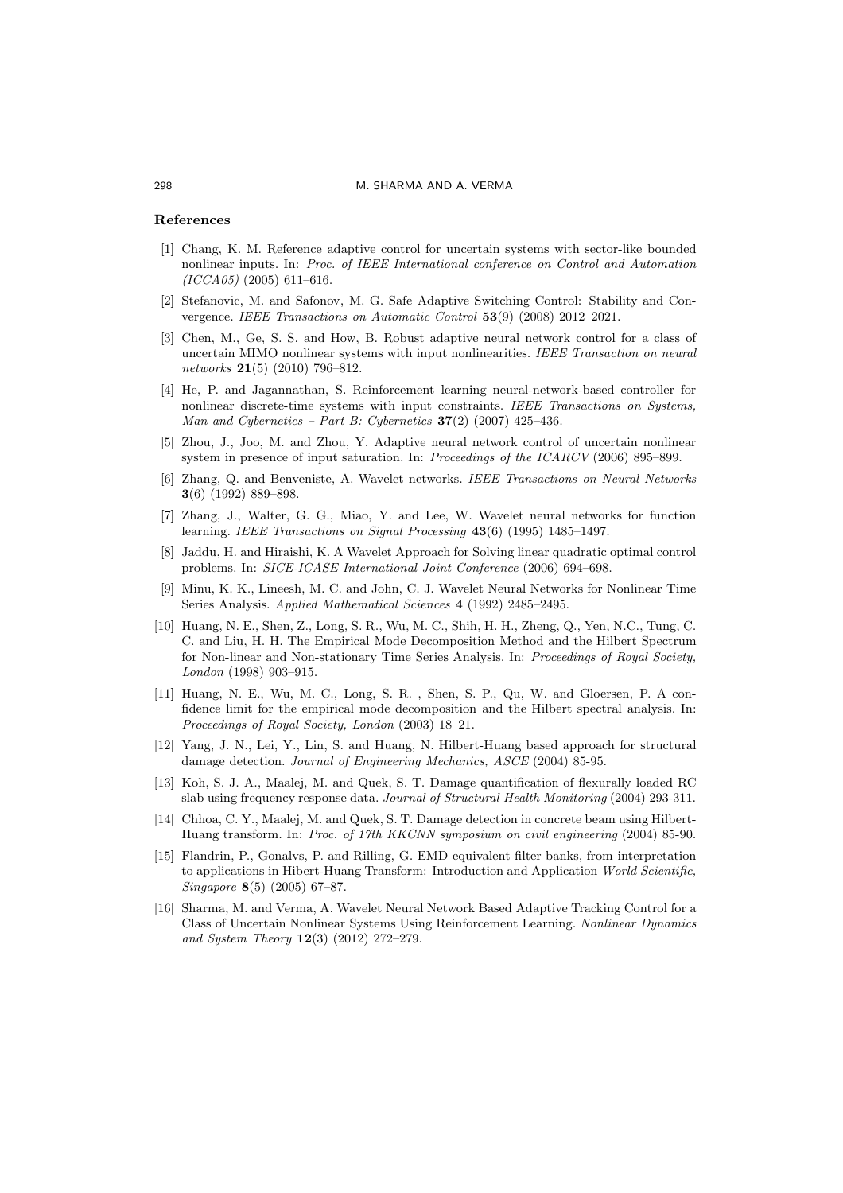## References

[1] Chang, K. M. Reference adaptive control for uncertain systems with sector-like bounded nonlinear inputs. In: *Proc. of IEEE International conference on Control and Automation (ICCA05)* (2005) 611–616.

[2] Stefanovic, M. and Safonov, M. G. Safe Adaptive Switching Control: Stability and Convergence. *IEEE Transactions on Automatic Control* **53**(9) (2008) 2012–2021.

[3] Chen, M., Ge, S. S. and How, B. Robust adaptive neural network control for a class of uncertain MIMO nonlinear systems with input nonlinearities. *IEEE Transaction on neural networks* **21**(5) (2010) 796–812.

[4] He, P. and Jagannathan, S. Reinforcement learning neural-network-based controller for nonlinear discrete-time systems with input constraints. *IEEE Transactions on Systems, Man and Cybernetics – Part B: Cybernetics* **37**(2) (2007) 425–436.

[5] Zhou, J., Joo, M. and Zhou, Y. Adaptive neural network control of uncertain nonlinear system in presence of input saturation. In: *Proceedings of the ICARCV* (2006) 895–899.

[6] Zhang, Q. and Benveniste, A. Wavelet networks. *IEEE Transactions on Neural Networks* **3**(6) (1992) 889–898.

[7] Zhang, J., Walter, G. G., Miao, Y. and Lee, W. Wavelet neural networks for function learning. *IEEE Transactions on Signal Processing* **43**(6) (1995) 1485–1497.

[8] Jaddu, H. and Hiraishi, K. A Wavelet Approach for Solving linear quadratic optimal control problems. In: *SICE-ICASE International Joint Conference* (2006) 694–698.

[9] Minu, K. K., Lineesh, M. C. and John, C. J. Wavelet Neural Networks for Nonlinear Time Series Analysis. *Applied Mathematical Sciences* **4** (1992) 2485–2495.

[10] Huang, N. E., Shen, Z., Long, S. R., Wu, M. C., Shih, H. H., Zheng, Q., Yen, N.C., Tung, C. C. and Liu, H. H. The Empirical Mode Decomposition Method and the Hilbert Spectrum for Non-linear and Non-stationary Time Series Analysis. In: *Proceedings of Royal Society, London* (1998) 903–915.

[11] Huang, N. E., Wu, M. C., Long, S. R. , Shen, S. P., Qu, W. and Gloersen, P. A confidence limit for the empirical mode decomposition and the Hilbert spectral analysis. In: *Proceedings of Royal Society, London* (2003) 18–21.

[12] Yang, J. N., Lei, Y., Lin, S. and Huang, N. Hilbert-Huang based approach for structural damage detection. *Journal of Engineering Mechanics, ASCE* (2004) 85-95.

[13] Koh, S. J. A., Maalej, M. and Quek, S. T. Damage quantification of flexurally loaded RC slab using frequency response data. *Journal of Structural Health Monitoring* (2004) 293-311.

[14] Chhoa, C. Y., Maalej, M. and Quek, S. T. Damage detection in concrete beam using Hilbert-Huang transform. In: *Proc. of 17th KKCNN symposium on civil engineering* (2004) 85-90.

[15] Flandrin, P., Gonalvs, P. and Rilling, G. EMD equivalent filter banks, from interpretation to applications in Hibert-Huang Transform: Introduction and Application *World Scientific, Singapore* **8**(5) (2005) 67–87.

[16] Sharma, M. and Verma, A. Wavelet Neural Network Based Adaptive Tracking Control for a Class of Uncertain Nonlinear Systems Using Reinforcement Learning. *Nonlinear Dynamics and System Theory* **12**(3) (2012) 272–279.